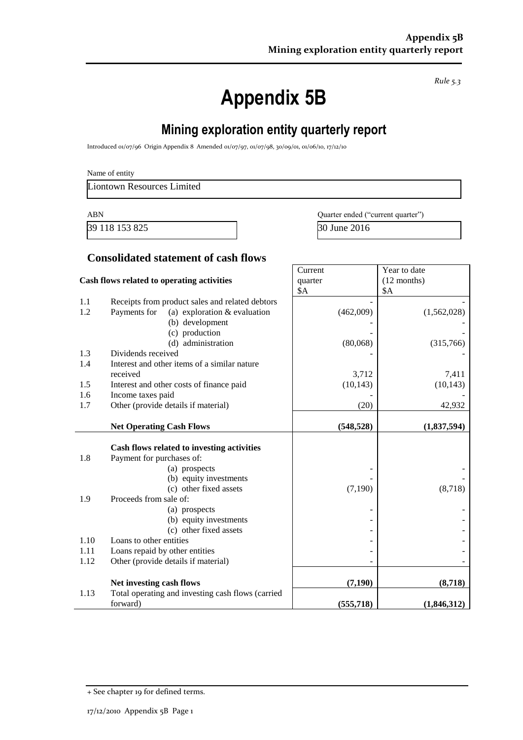*Rule 5.3*

# Appendix 5B

## Mining exploration entity quarterly report

Introduced 01/07/96 Origin Appendix 8 Amended 01/07/97, 01/07/98, 30/09/01, 01/06/10, 17/12/10

Name of entity

Liontown Resources Limited

| ABN | Quarter ended ("current quarter") |
|---|---|
| 39 118 153 825 | 30 June 2016 |

### Consolidated statement of cash flows

| | Cash flows related to operating activities | Current quarter $A | Year to date (12 months) $A |
|---|---|---|---|
| 1.1 | Receipts from product sales and related debtors | - | - |
| 1.2 | Payments for (a) exploration & evaluation | (462,009) | (1,562,028) |
| | (b) development | - | - |
| | (c) production | - | - |
| | (d) administration | (80,068) | (315,766) |
| 1.3 | Dividends received | - | - |
| 1.4 | Interest and other items of a similar nature received | 3,712 | 7,411 |
| 1.5 | Interest and other costs of finance paid | (10,143) | (10,143) |
| 1.6 | Income taxes paid | - | - |
| 1.7 | Other (provide details if material) | (20) | 42,932 |
| | **Net Operating Cash Flows** | **(548,528)** | **(1,837,594)** |
| | **Cash flows related to investing activities** | | |
| 1.8 | Payment for purchases of: | | |
| | (a) prospects | - | - |
| | (b) equity investments | - | - |
| | (c) other fixed assets | (7,190) | (8,718) |
| 1.9 | Proceeds from sale of: | | |
| | (a) prospects | - | - |
| | (b) equity investments | - | - |
| | (c) other fixed assets | - | - |
| 1.10 | Loans to other entities | - | - |
| 1.11 | Loans repaid by other entities | - | - |
| 1.12 | Other (provide details if material) | - | - |
| | **Net investing cash flows** | **(7,190)** | **(8,718)** |
| 1.13 | Total operating and investing cash flows (carried forward) | **(555,718)** | **(1,846,312)** |

+ See chapter 19 for defined terms.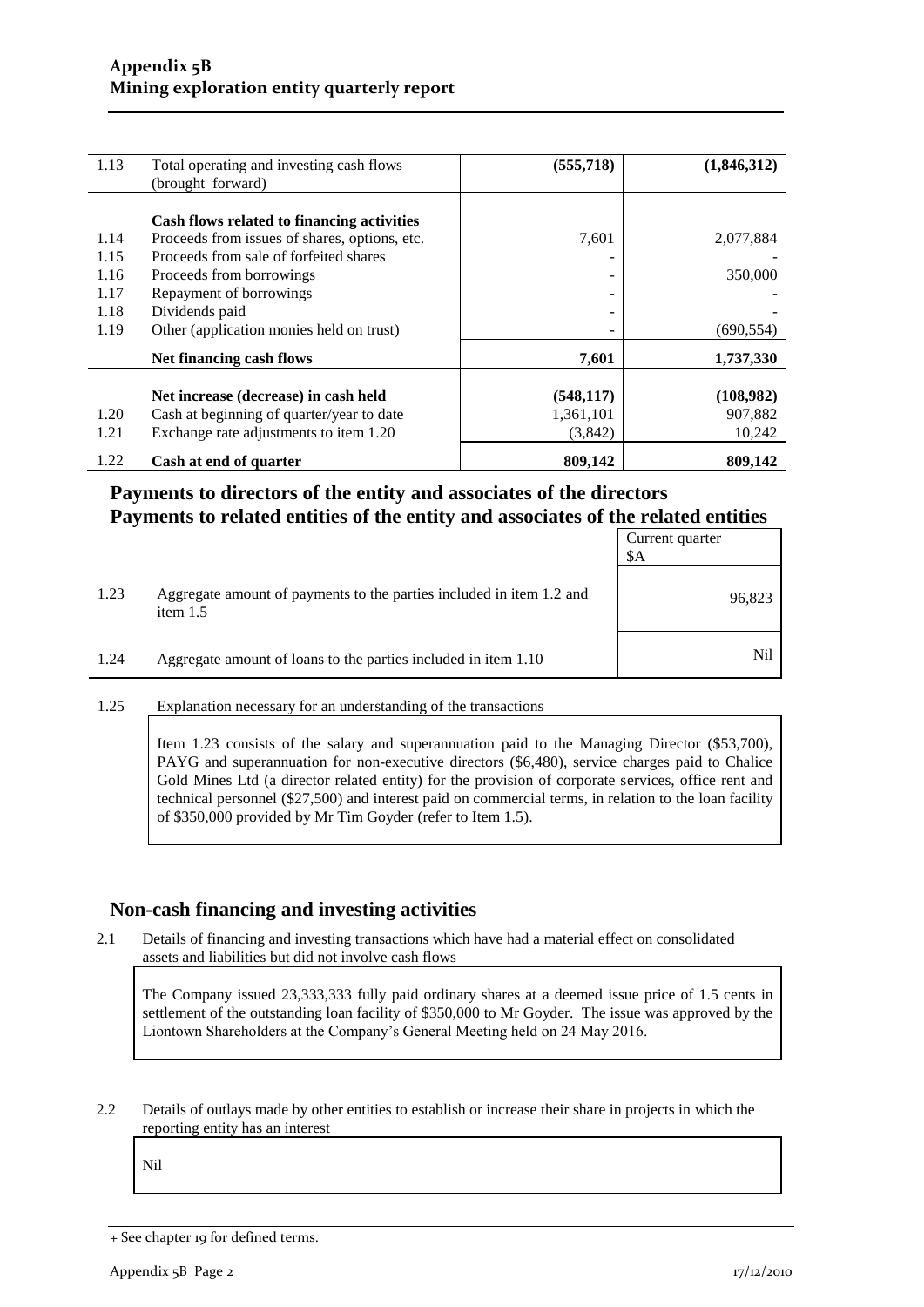| | | | |
|---|---|---|---|
| 1.13 | Total operating and investing cash flows (brought forward) | **(555,718)** | **(1,846,312)** |
| | **Cash flows related to financing activities** | | |
| 1.14 | Proceeds from issues of shares, options, etc. | 7,601 | 2,077,884 |
| 1.15 | Proceeds from sale of forfeited shares | - | - |
| 1.16 | Proceeds from borrowings | - | 350,000 |
| 1.17 | Repayment of borrowings | - | - |
| 1.18 | Dividends paid | - | - |
| 1.19 | Other (application monies held on trust) | - | (690,554) |
| | **Net financing cash flows** | **7,601** | **1,737,330** |
| | **Net increase (decrease) in cash held** | **(548,117)** | **(108,982)** |
| 1.20 | Cash at beginning of quarter/year to date | 1,361,101 | 907,882 |
| 1.21 | Exchange rate adjustments to item 1.20 | (3,842) | 10,242 |
| 1.22 | **Cash at end of quarter** | **809,142** | **809,142** |

## Payments to directors of the entity and associates of the directors
## Payments to related entities of the entity and associates of the related entities

| | | Current quarter $A |
|---|---|---|
| 1.23 | Aggregate amount of payments to the parties included in item 1.2 and item 1.5 | 96,823 |
| 1.24 | Aggregate amount of loans to the parties included in item 1.10 | Nil |

1.25 Explanation necessary for an understanding of the transactions

Item 1.23 consists of the salary and superannuation paid to the Managing Director ($53,700), PAYG and superannuation for non-executive directors ($6,480), service charges paid to Chalice Gold Mines Ltd (a director related entity) for the provision of corporate services, office rent and technical personnel ($27,500) and interest paid on commercial terms, in relation to the loan facility of $350,000 provided by Mr Tim Goyder (refer to Item 1.5).

## Non-cash financing and investing activities

2.1 Details of financing and investing transactions which have had a material effect on consolidated assets and liabilities but did not involve cash flows

The Company issued 23,333,333 fully paid ordinary shares at a deemed issue price of 1.5 cents in settlement of the outstanding loan facility of $350,000 to Mr Goyder. The issue was approved by the Liontown Shareholders at the Company's General Meeting held on 24 May 2016.

2.2 Details of outlays made by other entities to establish or increase their share in projects in which the reporting entity has an interest

Nil

+ See chapter 19 for defined terms.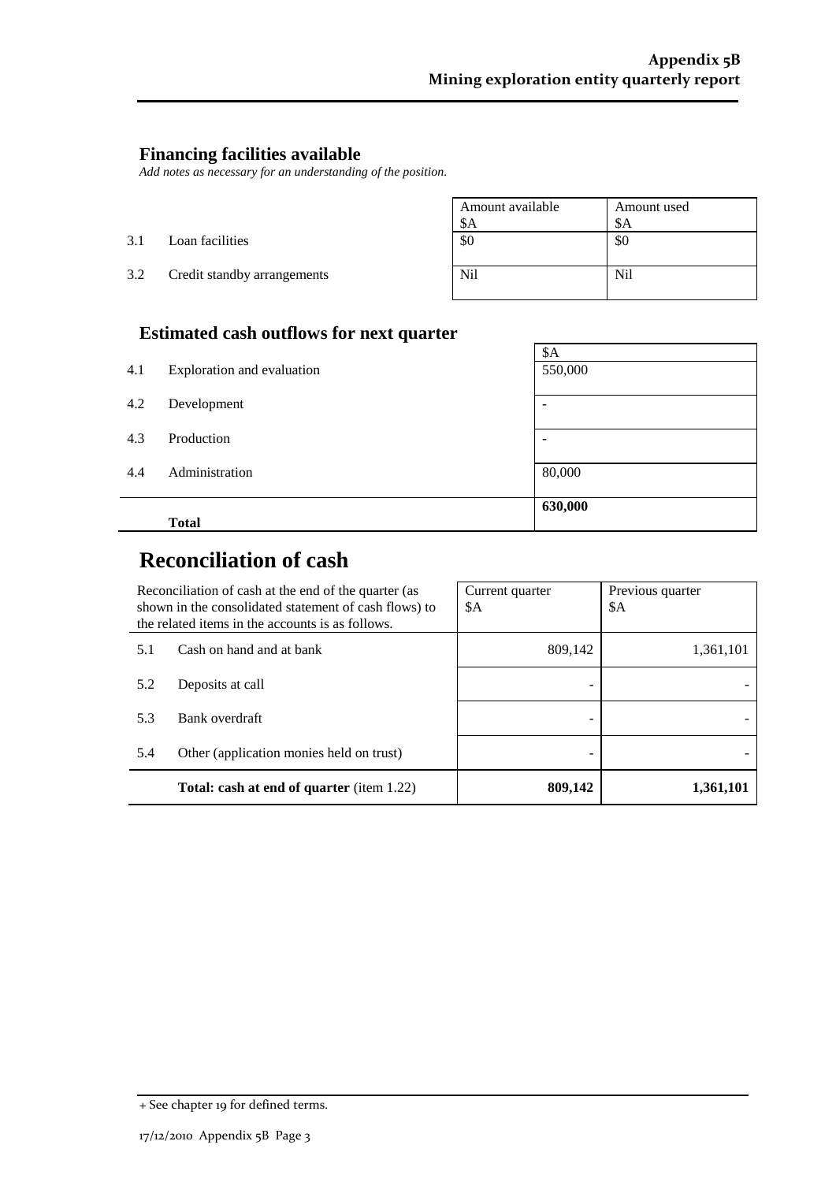## Financing facilities available

*Add notes as necessary for an understanding of the position.*

| | | Amount available $A | Amount used $A |
|---|---|---|---|
| 3.1 | Loan facilities | $0 | $0 |
| 3.2 | Credit standby arrangements | Nil | Nil |

## Estimated cash outflows for next quarter

| | | $A |
|---|---|---|
| 4.1 | Exploration and evaluation | 550,000 |
| 4.2 | Development | - |
| 4.3 | Production | - |
| 4.4 | Administration | 80,000 |
| | **Total** | **630,000** |

# Reconciliation of cash

| Reconciliation of cash at the end of the quarter (as shown in the consolidated statement of cash flows) to the related items in the accounts is as follows. | | Current quarter $A | Previous quarter $A |
|---|---|---|---|
| 5.1 | Cash on hand and at bank | 809,142 | 1,361,101 |
| 5.2 | Deposits at call | - | - |
| 5.3 | Bank overdraft | - | - |
| 5.4 | Other (application monies held on trust) | - | - |
| | **Total: cash at end of quarter** (item 1.22) | **809,142** | **1,361,101** |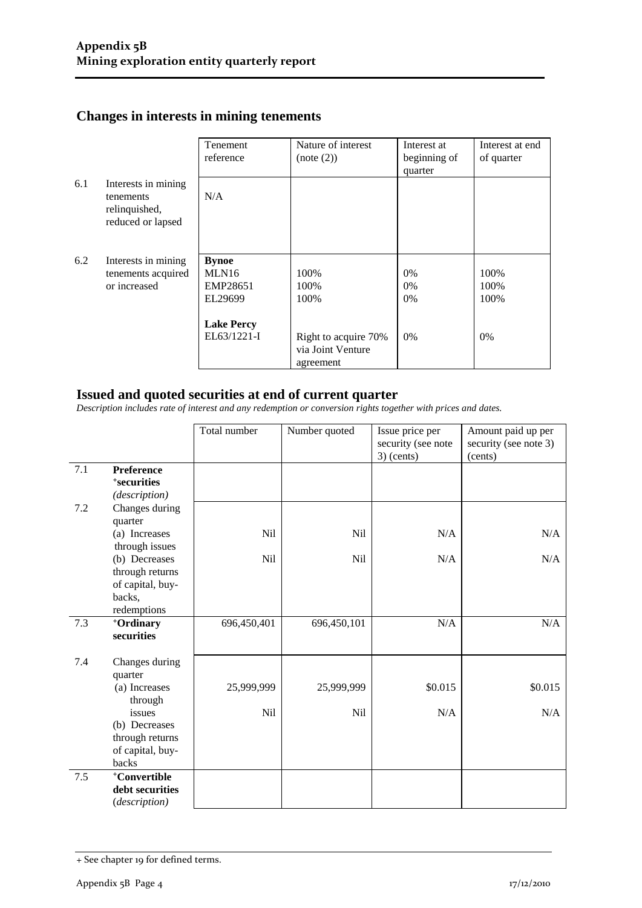## Changes in interests in mining tenements

| | | Tenement reference | Nature of interest (note (2)) | Interest at beginning of quarter | Interest at end of quarter |
|---|---|---|---|---|---|
| 6.1 | Interests in mining tenements relinquished, reduced or lapsed | N/A | | | |
| 6.2 | Interests in mining tenements acquired or increased | **Bynoe**<br>MLN16<br>EMP28651<br>EL29699<br><br>**Lake Percy**<br>EL63/1221-I | <br>100%<br>100%<br>100%<br><br><br>Right to acquire 70% via Joint Venture agreement | <br>0%<br>0%<br>0%<br><br><br>0% | <br>100%<br>100%<br>100%<br><br><br>0% |

## Issued and quoted securities at end of current quarter

*Description includes rate of interest and any redemption or conversion rights together with prices and dates.*

| | | Total number | Number quoted | Issue price per security (see note 3) (cents) | Amount paid up per security (see note 3) (cents) |
|---|---|---|---|---|---|
| 7.1 | **Preference +securities** *(description)* | | | | |
| 7.2 | Changes during quarter<br>(a) Increases through issues<br>(b) Decreases through returns of capital, buy-backs, redemptions | <br>Nil<br>Nil | <br>Nil<br>Nil | <br>N/A<br>N/A | <br>N/A<br>N/A |
| 7.3 | **+Ordinary securities** | 696,450,401 | 696,450,101 | N/A | N/A |
| 7.4 | Changes during quarter<br>(a) Increases through issues<br>(b) Decreases through returns of capital, buy-backs | <br>25,999,999<br>Nil | <br>25,999,999<br>Nil | <br>\$0.015<br>N/A | <br>\$0.015<br>N/A |
| 7.5 | **+Convertible debt securities** *(description)* | | | | |

+ See chapter 19 for defined terms.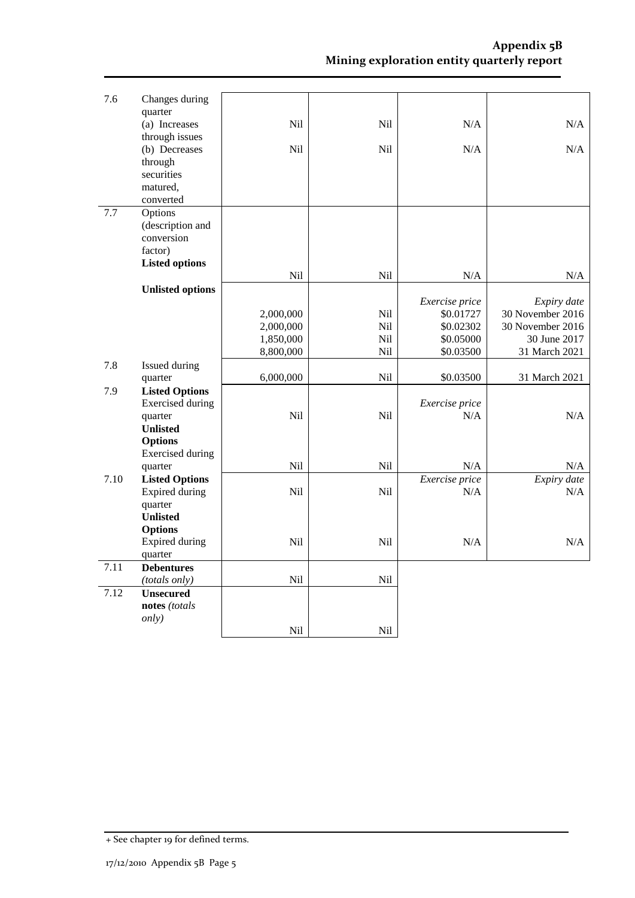| | | | | | |
|---|---|---|---|---|---|
| 7.6 | Changes during quarter<br>(a) Increases through issues<br>(b) Decreases through securities matured, converted | Nil<br><br>Nil | Nil<br><br>Nil | N/A<br><br>N/A | N/A<br><br>N/A |
| 7.7 | Options (description and conversion factor)<br>**Listed options** | Nil | Nil | N/A | N/A |
| | **Unlisted options** | | | *Exercise price* | *Expiry date* |
| | | 2,000,000 | Nil | $0.01727 | 30 November 2016 |
| | | 2,000,000 | Nil | $0.02302 | 30 November 2016 |
| | | 1,850,000 | Nil | $0.05000 | 30 June 2017 |
| | | 8,800,000 | Nil | $0.03500 | 31 March 2021 |
| 7.8 | Issued during quarter | 6,000,000 | Nil | $0.03500 | 31 March 2021 |
| 7.9 | **Listed Options**<br>Exercised during quarter | Nil | Nil | *Exercise price*<br>N/A | N/A |
| | **Unlisted Options**<br>Exercised during quarter | Nil | Nil | N/A | N/A |
| 7.10 | **Listed Options**<br>Expired during quarter | Nil | Nil | *Exercise price*<br>N/A | *Expiry date*<br>N/A |
| | **Unlisted Options**<br>Expired during quarter | Nil | Nil | N/A | N/A |
| 7.11 | **Debentures**<br>*(totals only)* | Nil | Nil | | |
| 7.12 | **Unsecured notes** *(totals only)* | Nil | Nil | | |

+ See chapter 19 for defined terms.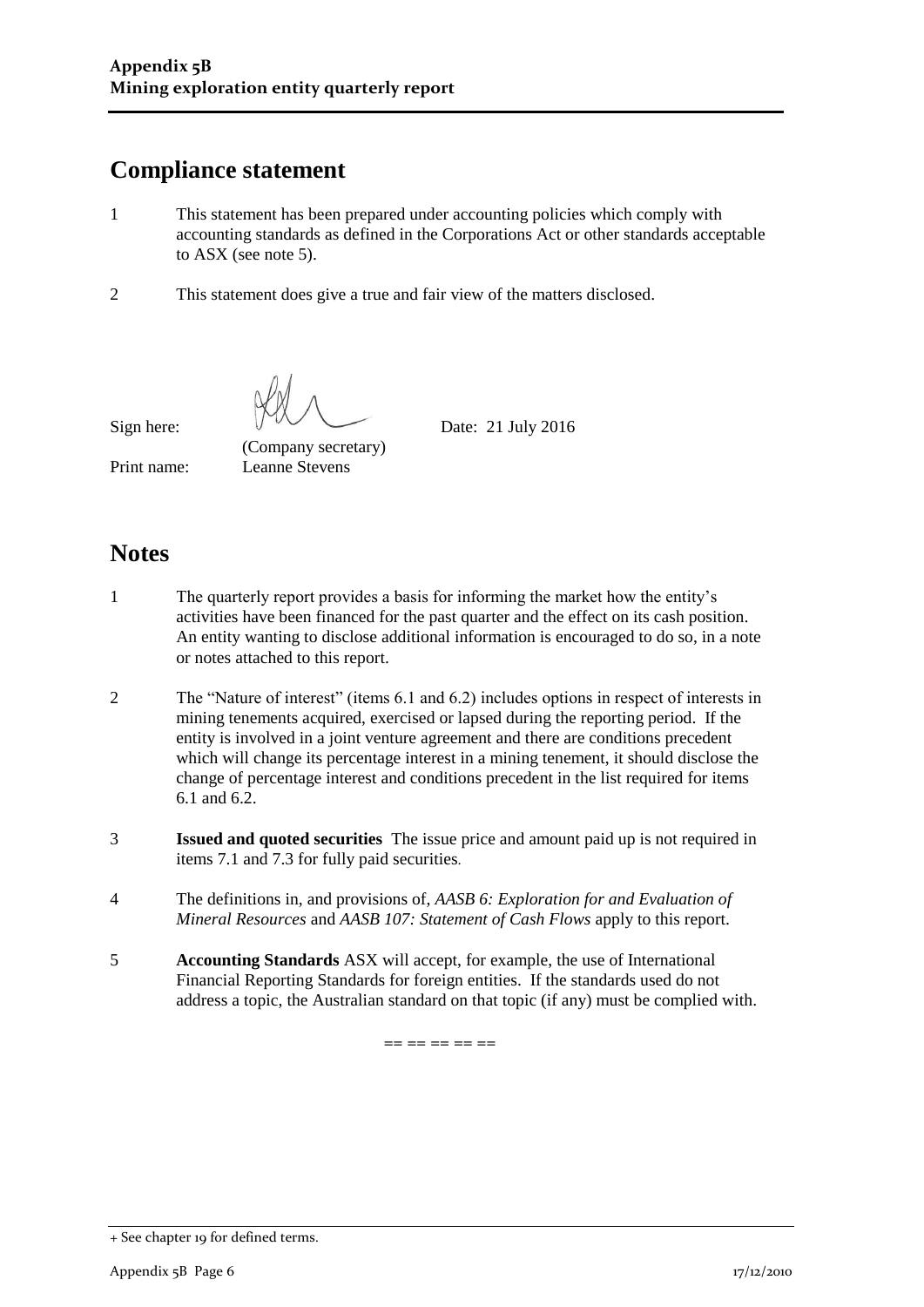## Compliance statement

1 This statement has been prepared under accounting policies which comply with accounting standards as defined in the Corporations Act or other standards acceptable to ASX (see note 5).

2 This statement does give a true and fair view of the matters disclosed.

Sign here: (Company secretary) Date: 21 July 2016

Print name: Leanne Stevens

## Notes

1 The quarterly report provides a basis for informing the market how the entity's activities have been financed for the past quarter and the effect on its cash position. An entity wanting to disclose additional information is encouraged to do so, in a note or notes attached to this report.

2 The "Nature of interest" (items 6.1 and 6.2) includes options in respect of interests in mining tenements acquired, exercised or lapsed during the reporting period. If the entity is involved in a joint venture agreement and there are conditions precedent which will change its percentage interest in a mining tenement, it should disclose the change of percentage interest and conditions precedent in the list required for items 6.1 and 6.2.

3 **Issued and quoted securities** The issue price and amount paid up is not required in items 7.1 and 7.3 for fully paid securities.

4 The definitions in, and provisions of, *AASB 6: Exploration for and Evaluation of Mineral Resources* and *AASB 107: Statement of Cash Flows* apply to this report.

5 **Accounting Standards** ASX will accept, for example, the use of International Financial Reporting Standards for foreign entities. If the standards used do not address a topic, the Australian standard on that topic (if any) must be complied with.

== == == == ==

+ See chapter 19 for defined terms.